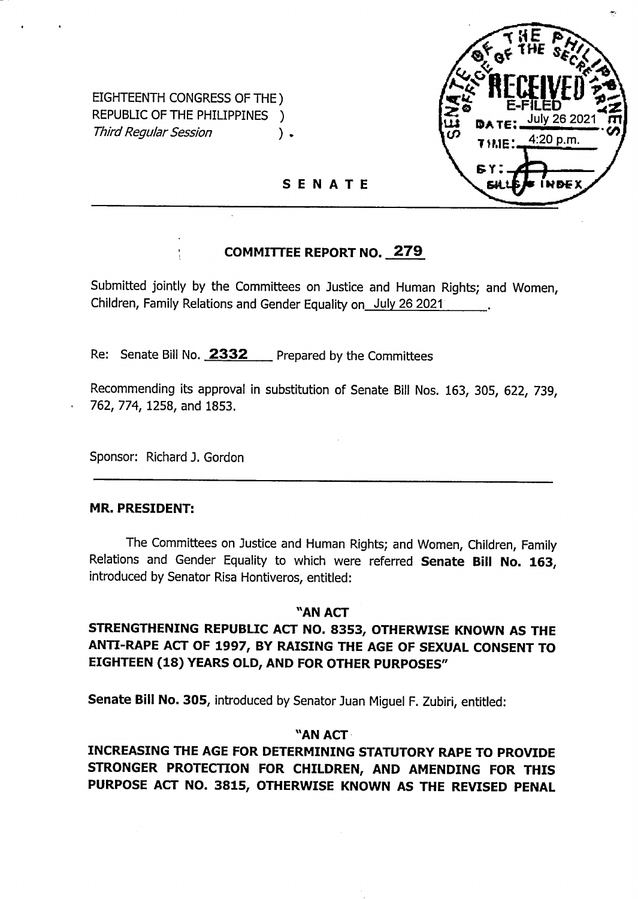EIGHTEENTH CONGRESS OF THE )
REPUBLIC OF THE PHILIPPINES )
*Third Regular Session* ) .

SENATE OF THE PHILIPPINES
OFFICE OF THE SECRETARY
RECEIVED
E-FILED
DATE: July 26 2021
TIME: 4:20 p.m.
BY:
BILLS & INDEX

**S E N A T E**

**COMMITTEE REPORT NO. 279**

Submitted jointly by the Committees on Justice and Human Rights; and Women, Children, Family Relations and Gender Equality on July 26 2021 .

Re: Senate Bill No. **2332** Prepared by the Committees

Recommending its approval in substitution of Senate Bill Nos. 163, 305, 622, 739, 762, 774, 1258, and 1853.

Sponsor: Richard J. Gordon

**MR. PRESIDENT:**

The Committees on Justice and Human Rights; and Women, Children, Family Relations and Gender Equality to which were referred **Senate Bill No. 163**, introduced by Senator Risa Hontiveros, entitled:

**"AN ACT**
**STRENGTHENING REPUBLIC ACT NO. 8353, OTHERWISE KNOWN AS THE ANTI-RAPE ACT OF 1997, BY RAISING THE AGE OF SEXUAL CONSENT TO EIGHTEEN (18) YEARS OLD, AND FOR OTHER PURPOSES"**

**Senate Bill No. 305**, introduced by Senator Juan Miguel F. Zubiri, entitled:

**"AN ACT**
**INCREASING THE AGE FOR DETERMINING STATUTORY RAPE TO PROVIDE STRONGER PROTECTION FOR CHILDREN, AND AMENDING FOR THIS PURPOSE ACT NO. 3815, OTHERWISE KNOWN AS THE REVISED PENAL**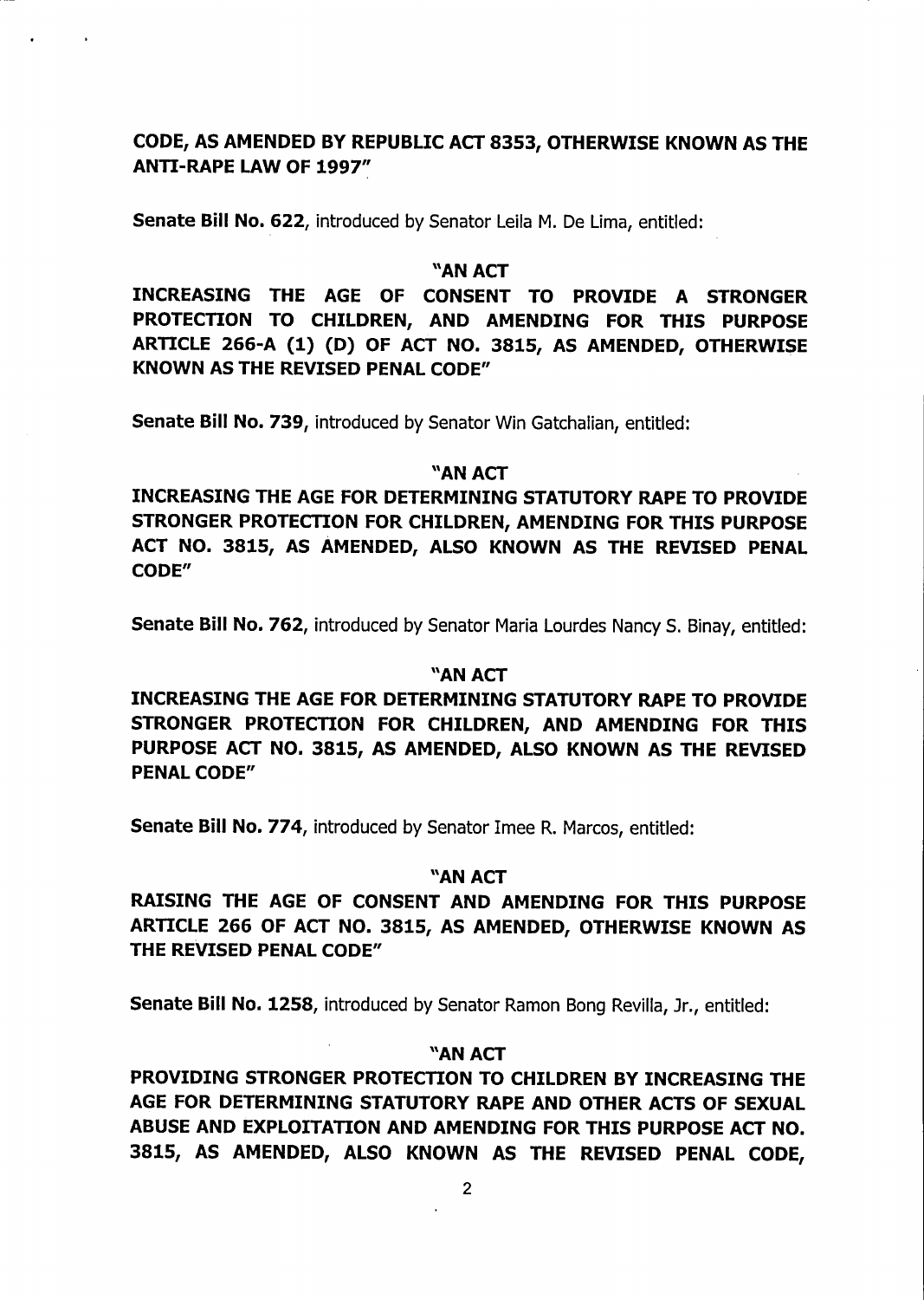**CODE, AS AMENDED BY REPUBLIC ACT 8353, OTHERWISE KNOWN AS THE ANTI-RAPE LAW OF 1997"**

**Senate Bill No. 622**, introduced by Senator Leila M. De Lima, entitled:

**"AN ACT**
**INCREASING THE AGE OF CONSENT TO PROVIDE A STRONGER PROTECTION TO CHILDREN, AND AMENDING FOR THIS PURPOSE ARTICLE 266-A (1) (D) OF ACT NO. 3815, AS AMENDED, OTHERWISE KNOWN AS THE REVISED PENAL CODE"**

**Senate Bill No. 739**, introduced by Senator Win Gatchalian, entitled:

**"AN ACT**
**INCREASING THE AGE FOR DETERMINING STATUTORY RAPE TO PROVIDE STRONGER PROTECTION FOR CHILDREN, AMENDING FOR THIS PURPOSE ACT NO. 3815, AS AMENDED, ALSO KNOWN AS THE REVISED PENAL CODE"**

**Senate Bill No. 762**, introduced by Senator Maria Lourdes Nancy S. Binay, entitled:

**"AN ACT**
**INCREASING THE AGE FOR DETERMINING STATUTORY RAPE TO PROVIDE STRONGER PROTECTION FOR CHILDREN, AND AMENDING FOR THIS PURPOSE ACT NO. 3815, AS AMENDED, ALSO KNOWN AS THE REVISED PENAL CODE"**

**Senate Bill No. 774**, introduced by Senator Imee R. Marcos, entitled:

**"AN ACT**
**RAISING THE AGE OF CONSENT AND AMENDING FOR THIS PURPOSE ARTICLE 266 OF ACT NO. 3815, AS AMENDED, OTHERWISE KNOWN AS THE REVISED PENAL CODE"**

**Senate Bill No. 1258**, introduced by Senator Ramon Bong Revilla, Jr., entitled:

**"AN ACT**
**PROVIDING STRONGER PROTECTION TO CHILDREN BY INCREASING THE AGE FOR DETERMINING STATUTORY RAPE AND OTHER ACTS OF SEXUAL ABUSE AND EXPLOITATION AND AMENDING FOR THIS PURPOSE ACT NO. 3815, AS AMENDED, ALSO KNOWN AS THE REVISED PENAL CODE,**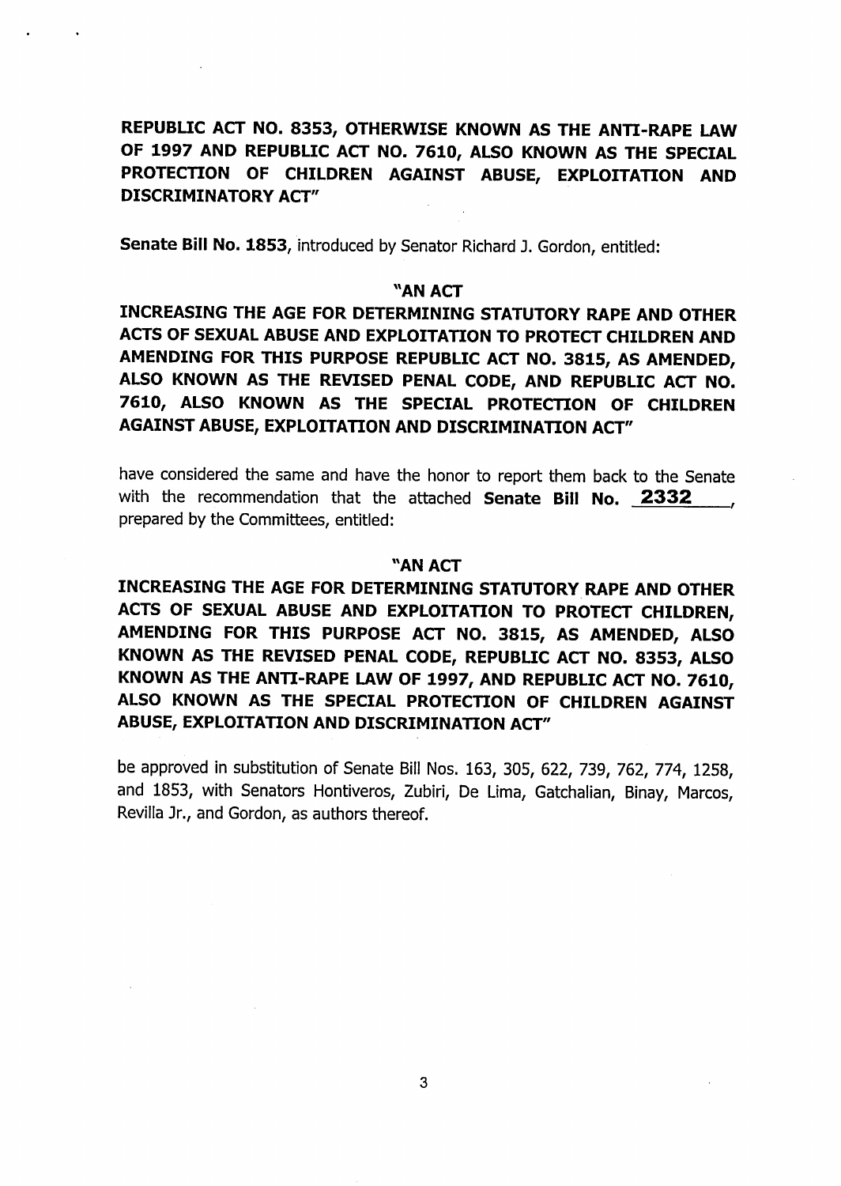**REPUBLIC ACT NO. 8353, OTHERWISE KNOWN AS THE ANTI-RAPE LAW OF 1997 AND REPUBLIC ACT NO. 7610, ALSO KNOWN AS THE SPECIAL PROTECTION OF CHILDREN AGAINST ABUSE, EXPLOITATION AND DISCRIMINATORY ACT"**

**Senate Bill No. 1853**, introduced by Senator Richard J. Gordon, entitled:

**"AN ACT**

**INCREASING THE AGE FOR DETERMINING STATUTORY RAPE AND OTHER ACTS OF SEXUAL ABUSE AND EXPLOITATION TO PROTECT CHILDREN AND AMENDING FOR THIS PURPOSE REPUBLIC ACT NO. 3815, AS AMENDED, ALSO KNOWN AS THE REVISED PENAL CODE, AND REPUBLIC ACT NO. 7610, ALSO KNOWN AS THE SPECIAL PROTECTION OF CHILDREN AGAINST ABUSE, EXPLOITATION AND DISCRIMINATION ACT"**

have considered the same and have the honor to report them back to the Senate with the recommendation that the attached **Senate Bill No. 2332**, prepared by the Committees, entitled:

**"AN ACT**

**INCREASING THE AGE FOR DETERMINING STATUTORY RAPE AND OTHER ACTS OF SEXUAL ABUSE AND EXPLOITATION TO PROTECT CHILDREN, AMENDING FOR THIS PURPOSE ACT NO. 3815, AS AMENDED, ALSO KNOWN AS THE REVISED PENAL CODE, REPUBLIC ACT NO. 8353, ALSO KNOWN AS THE ANTI-RAPE LAW OF 1997, AND REPUBLIC ACT NO. 7610, ALSO KNOWN AS THE SPECIAL PROTECTION OF CHILDREN AGAINST ABUSE, EXPLOITATION AND DISCRIMINATION ACT"**

be approved in substitution of Senate Bill Nos. 163, 305, 622, 739, 762, 774, 1258, and 1853, with Senators Hontiveros, Zubiri, De Lima, Gatchalian, Binay, Marcos, Revilla Jr., and Gordon, as authors thereof.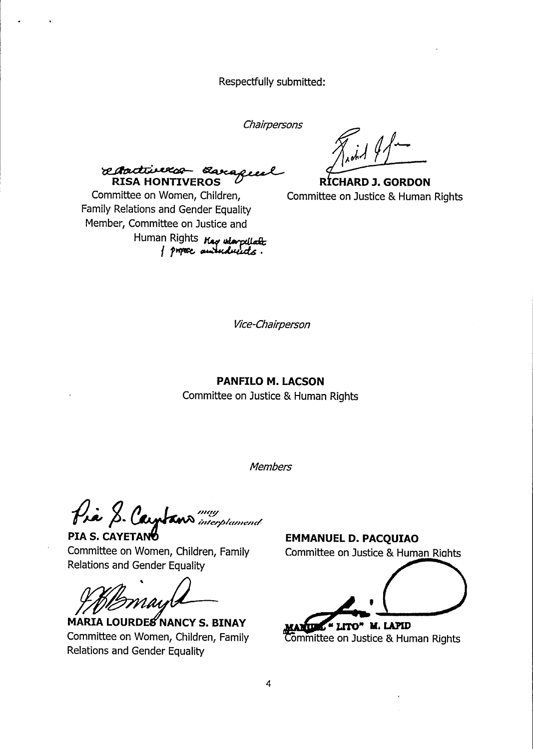Respectfully submitted:

*Chairpersons*

**RISA HONTIVEROS**
Committee on Women, Children, Family Relations and Gender Equality
Member, Committee on Justice and Human Rights *May interpellate / propose amendments.*

**RICHARD J. GORDON**
Committee on Justice & Human Rights

*Vice-Chairperson*

**PANFILO M. LACSON**
Committee on Justice & Human Rights

*Members*

*may interpellate/amend*
**PIA S. CAYETANO**
Committee on Women, Children, Family Relations and Gender Equality

**EMMANUEL D. PACQUIAO**
Committee on Justice & Human Rights

**MARIA LOURDES NANCY S. BINAY**
Committee on Women, Children, Family Relations and Gender Equality

**MANUEL "LITO" M. LAPID**
Committee on Justice & Human Rights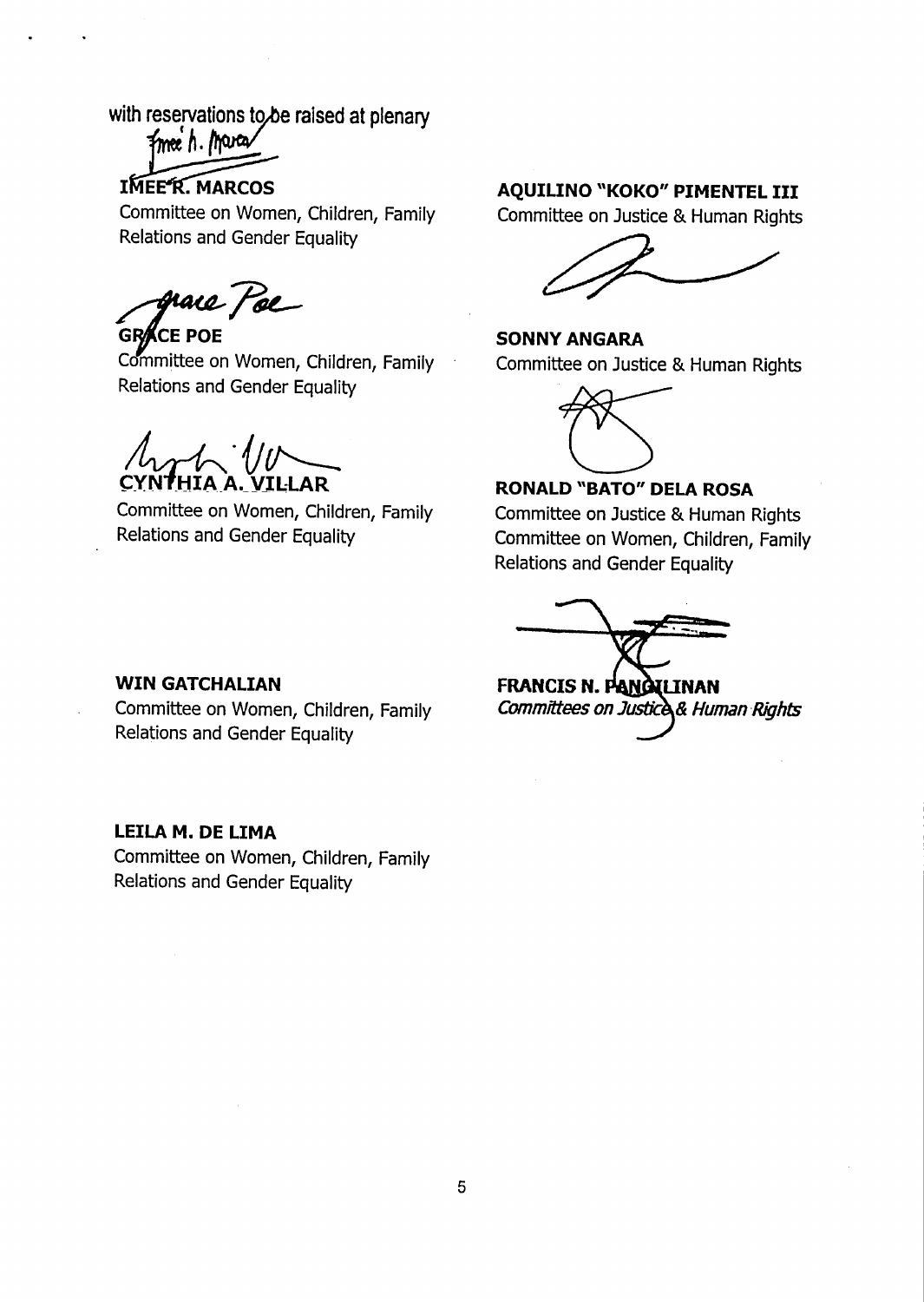with reservations to be raised at plenary

**IMEE R. MARCOS**
Committee on Women, Children, Family Relations and Gender Equality

**GRACE POE**
Committee on Women, Children, Family Relations and Gender Equality

**CYNTHIA A. VILLAR**
Committee on Women, Children, Family Relations and Gender Equality

**WIN GATCHALIAN**
Committee on Women, Children, Family Relations and Gender Equality

**LEILA M. DE LIMA**
Committee on Women, Children, Family Relations and Gender Equality

**AQUILINO "KOKO" PIMENTEL III**
Committee on Justice & Human Rights

**SONNY ANGARA**
Committee on Justice & Human Rights

**RONALD "BATO" DELA ROSA**
Committee on Justice & Human Rights
Committee on Women, Children, Family Relations and Gender Equality

**FRANCIS N. PANGILINAN**
*Committees on Justice & Human Rights*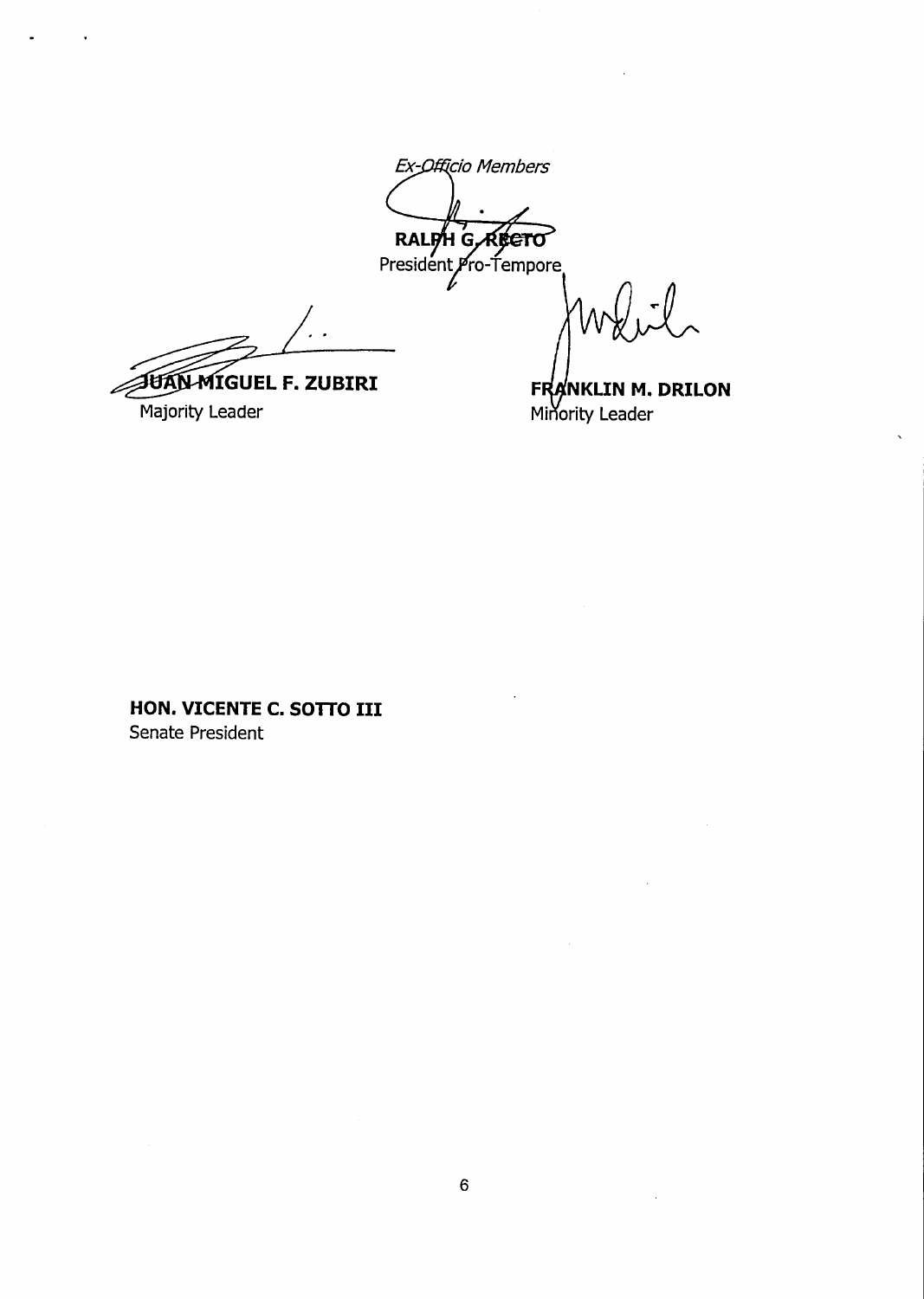*Ex-Officio Members*

**RALPH G. RECTO**
President Pro-Tempore

**JUAN MIGUEL F. ZUBIRI**
Majority Leader

**FRANKLIN M. DRILON**
Minority Leader

**HON. VICENTE C. SOTTO III**
Senate President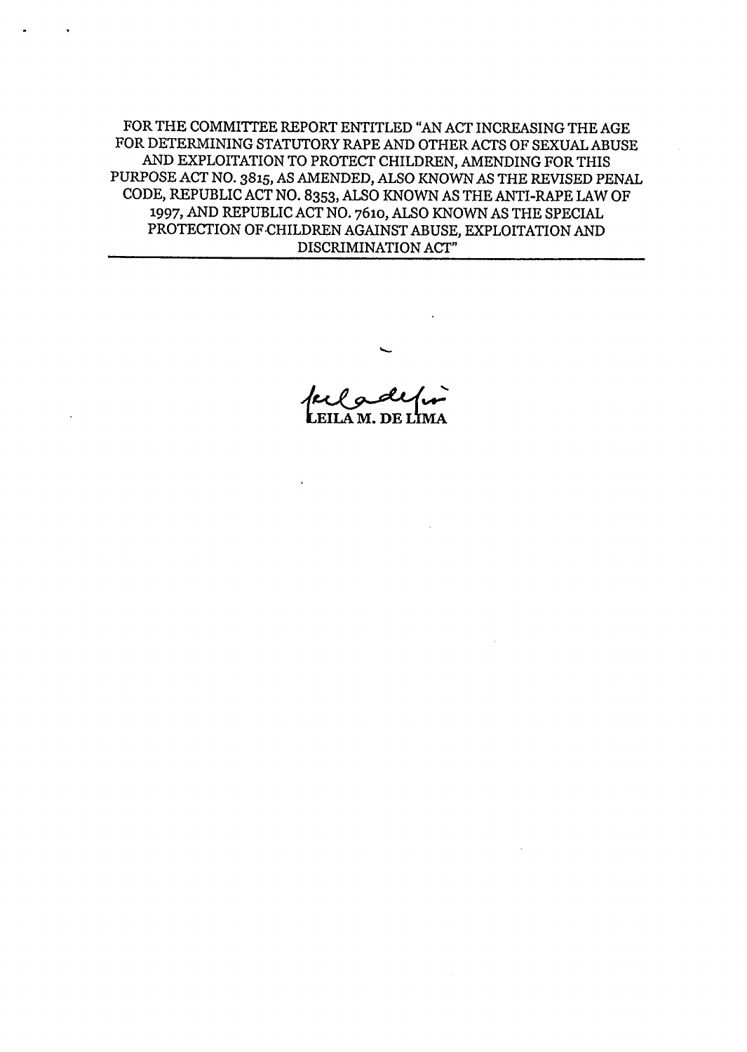FOR THE COMMITTEE REPORT ENTITLED "AN ACT INCREASING THE AGE FOR DETERMINING STATUTORY RAPE AND OTHER ACTS OF SEXUAL ABUSE AND EXPLOITATION TO PROTECT CHILDREN, AMENDING FOR THIS PURPOSE ACT NO. 3815, AS AMENDED, ALSO KNOWN AS THE REVISED PENAL CODE, REPUBLIC ACT NO. 8353, ALSO KNOWN AS THE ANTI-RAPE LAW OF 1997, AND REPUBLIC ACT NO. 7610, ALSO KNOWN AS THE SPECIAL PROTECTION OF CHILDREN AGAINST ABUSE, EXPLOITATION AND DISCRIMINATION ACT"

---

LEILA M. DE LIMA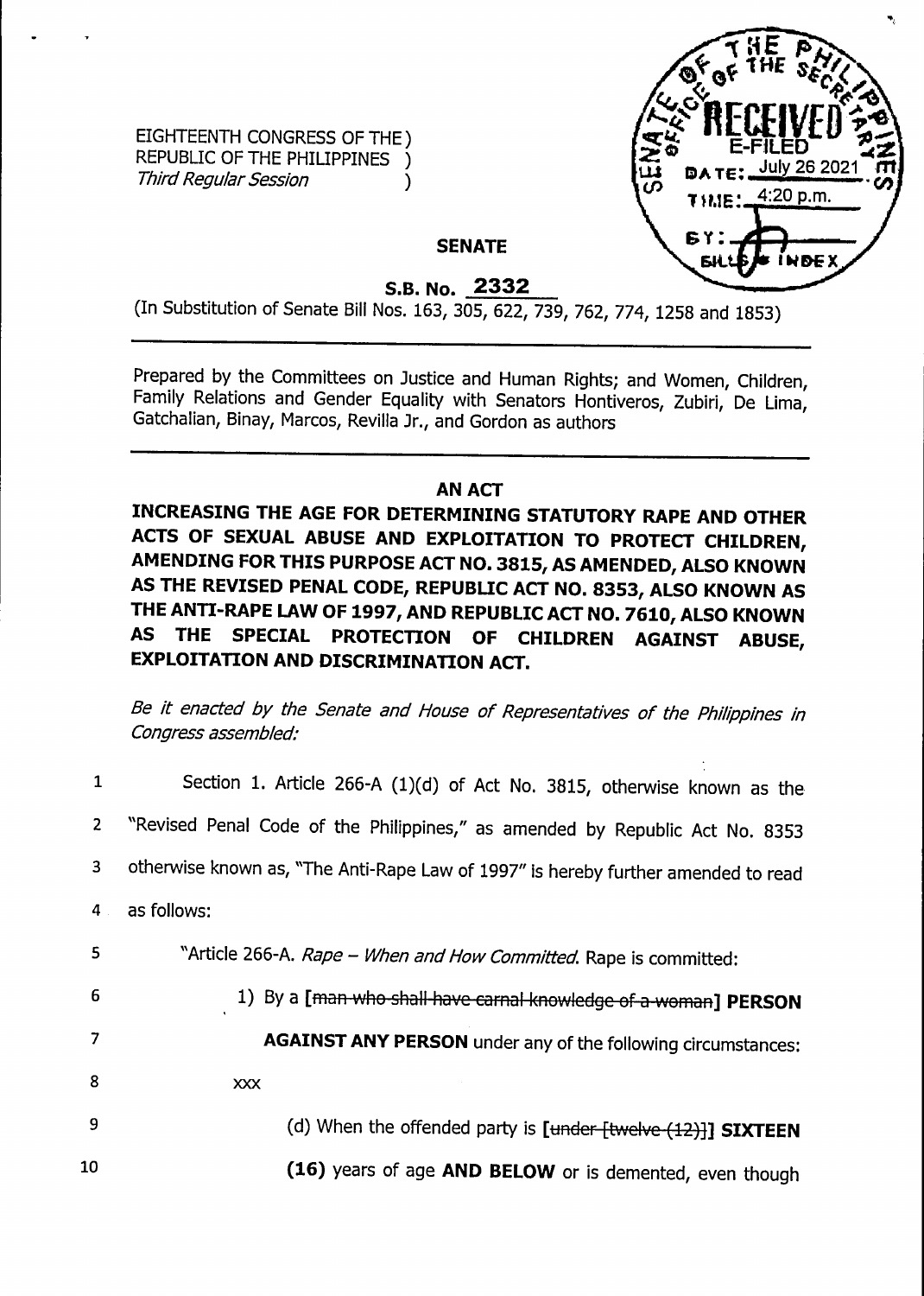EIGHTEENTH CONGRESS OF THE )
REPUBLIC OF THE PHILIPPINES )
*Third Regular Session* )

RECEIVED
E-FILED
DATE: July 26 2021
TIME: 4:20 p.m.
BY:
BILLS & INDEX

**SENATE**

**S.B. No. 2332**

(In Substitution of Senate Bill Nos. 163, 305, 622, 739, 762, 774, 1258 and 1853)

---

Prepared by the Committees on Justice and Human Rights; and Women, Children, Family Relations and Gender Equality with Senators Hontiveros, Zubiri, De Lima, Gatchalian, Binay, Marcos, Revilla Jr., and Gordon as authors

---

**AN ACT**

**INCREASING THE AGE FOR DETERMINING STATUTORY RAPE AND OTHER ACTS OF SEXUAL ABUSE AND EXPLOITATION TO PROTECT CHILDREN, AMENDING FOR THIS PURPOSE ACT NO. 3815, AS AMENDED, ALSO KNOWN AS THE REVISED PENAL CODE, REPUBLIC ACT NO. 8353, ALSO KNOWN AS THE ANTI-RAPE LAW OF 1997, AND REPUBLIC ACT NO. 7610, ALSO KNOWN AS THE SPECIAL PROTECTION OF CHILDREN AGAINST ABUSE, EXPLOITATION AND DISCRIMINATION ACT.**

*Be it enacted by the Senate and House of Representatives of the Philippines in Congress assembled:*

1 Section 1. Article 266-A (1)(d) of Act No. 3815, otherwise known as the
2 "Revised Penal Code of the Philippines," as amended by Republic Act No. 8353
3 otherwise known as, "The Anti-Rape Law of 1997" is hereby further amended to read
4 as follows:

5 "Article 266-A. *Rape – When and How Committed.* Rape is committed:

6 1) By a [~~man who shall have carnal knowledge of a woman~~] **PERSON**
7 **AGAINST ANY PERSON** under any of the following circumstances:

8 xxx

9 (d) When the offended party is [~~under [twelve (12)]~~] **SIXTEEN**
10 **(16)** years of age **AND BELOW** or is demented, even though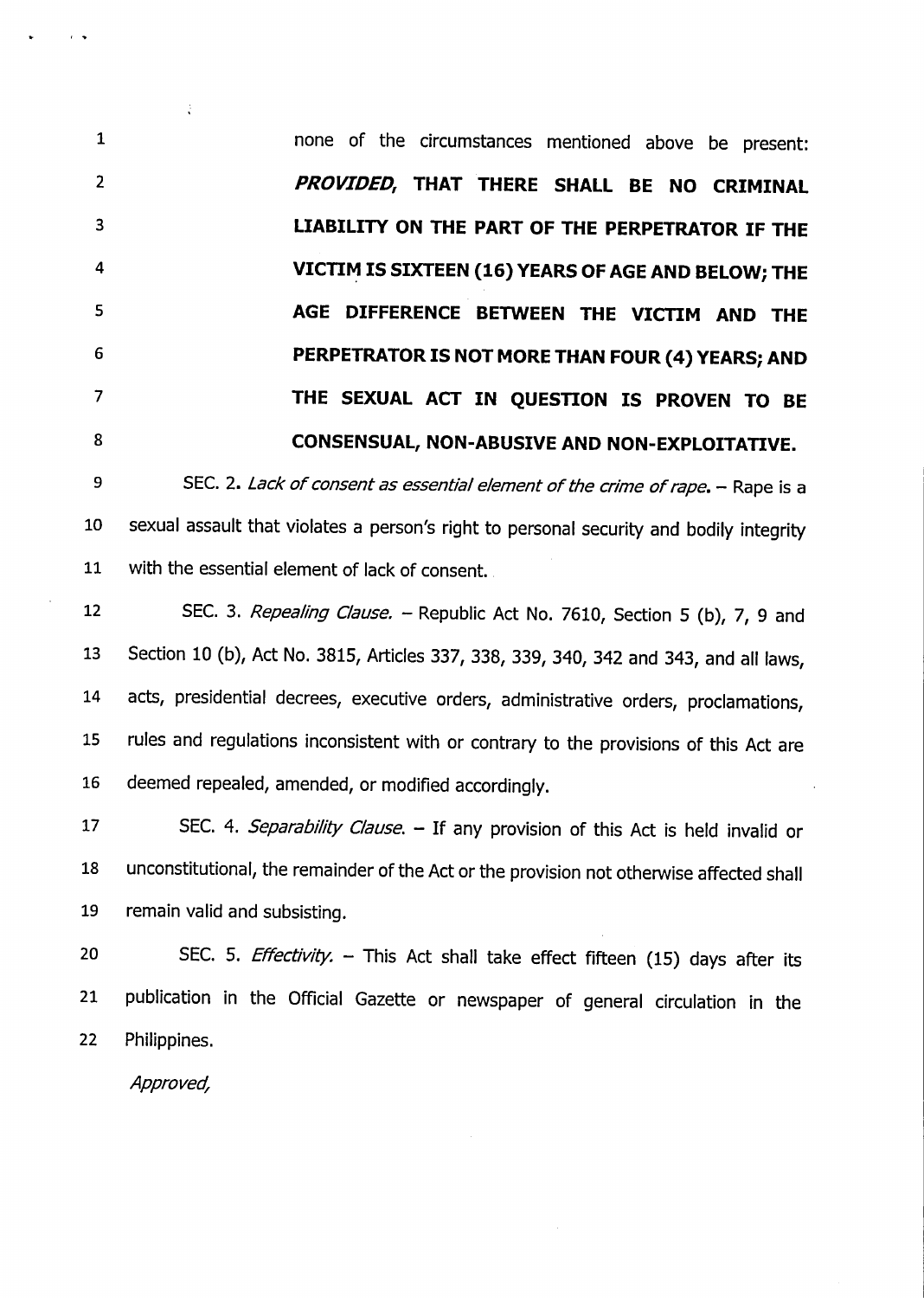none of the circumstances mentioned above be present: ***PROVIDED*, THAT THERE SHALL BE NO CRIMINAL LIABILITY ON THE PART OF THE PERPETRATOR IF THE VICTIM IS SIXTEEN (16) YEARS OF AGE AND BELOW; THE AGE DIFFERENCE BETWEEN THE VICTIM AND THE PERPETRATOR IS NOT MORE THAN FOUR (4) YEARS; AND THE SEXUAL ACT IN QUESTION IS PROVEN TO BE CONSENSUAL, NON-ABUSIVE AND NON-EXPLOITATIVE.**

SEC. 2. *Lack of consent as essential element of the crime of rape*. – Rape is a sexual assault that violates a person's right to personal security and bodily integrity with the essential element of lack of consent.

SEC. 3. *Repealing Clause.* – Republic Act No. 7610, Section 5 (b), 7, 9 and Section 10 (b), Act No. 3815, Articles 337, 338, 339, 340, 342 and 343, and all laws, acts, presidential decrees, executive orders, administrative orders, proclamations, rules and regulations inconsistent with or contrary to the provisions of this Act are deemed repealed, amended, or modified accordingly.

SEC. 4. *Separability Clause.* – If any provision of this Act is held invalid or unconstitutional, the remainder of the Act or the provision not otherwise affected shall remain valid and subsisting.

SEC. 5. *Effectivity.* – This Act shall take effect fifteen (15) days after its publication in the Official Gazette or newspaper of general circulation in the Philippines.

*Approved,*